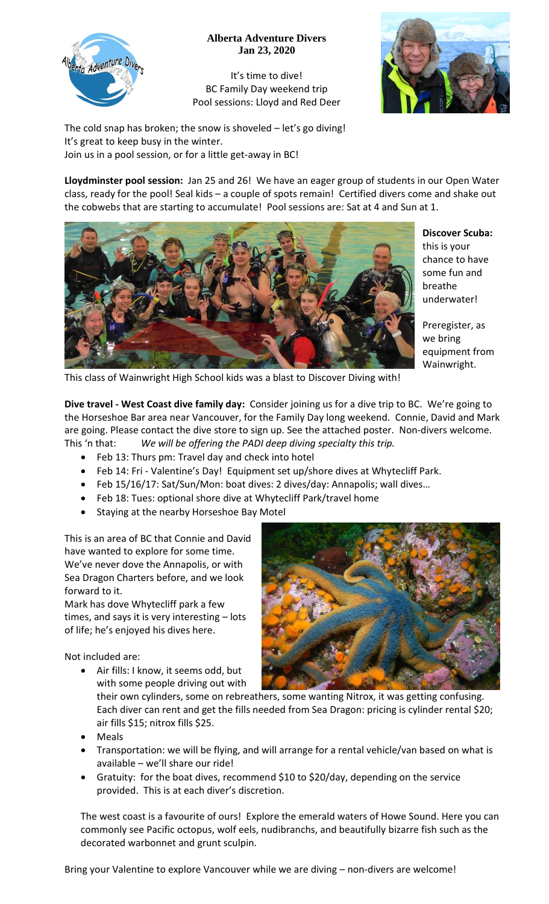**Alberta Adventure Divers**
**Jan 23, 2020**

It's time to dive!
BC Family Day weekend trip
Pool sessions: Lloyd and Red Deer

The cold snap has broken; the snow is shoveled – let's go diving!
It's great to keep busy in the winter.
Join us in a pool session, or for a little get-away in BC!

**Lloydminster pool session:** Jan 25 and 26! We have an eager group of students in our Open Water class, ready for the pool! Seal kids – a couple of spots remain! Certified divers come and shake out the cobwebs that are starting to accumulate! Pool sessions are: Sat at 4 and Sun at 1.

**Discover Scuba:** this is your chance to have some fun and breathe underwater!

Preregister, as we bring equipment from Wainwright.

This class of Wainwright High School kids was a blast to Discover Diving with!

**Dive travel - West Coast dive family day:** Consider joining us for a dive trip to BC. We're going to the Horseshoe Bar area near Vancouver, for the Family Day long weekend. Connie, David and Mark are going. Please contact the dive store to sign up. See the attached poster. Non-divers welcome. This 'n that: *We will be offering the PADI deep diving specialty this trip.*

- Feb 13: Thurs pm: Travel day and check into hotel
- Feb 14: Fri - Valentine's Day! Equipment set up/shore dives at Whytecliff Park.
- Feb 15/16/17: Sat/Sun/Mon: boat dives: 2 dives/day: Annapolis; wall dives…
- Feb 18: Tues: optional shore dive at Whytecliff Park/travel home
- Staying at the nearby Horseshoe Bay Motel

This is an area of BC that Connie and David have wanted to explore for some time. We've never dove the Annapolis, or with Sea Dragon Charters before, and we look forward to it.
Mark has dove Whytecliff park a few times, and says it is very interesting – lots of life; he's enjoyed his dives here.

Not included are:

- Air fills: I know, it seems odd, but with some people driving out with their own cylinders, some on rebreathers, some wanting Nitrox, it was getting confusing. Each diver can rent and get the fills needed from Sea Dragon: pricing is cylinder rental $20; air fills $15; nitrox fills $25.
- Meals
- Transportation: we will be flying, and will arrange for a rental vehicle/van based on what is available – we'll share our ride!
- Gratuity: for the boat dives, recommend $10 to $20/day, depending on the service provided. This is at each diver's discretion.

The west coast is a favourite of ours! Explore the emerald waters of Howe Sound. Here you can commonly see Pacific octopus, wolf eels, nudibranchs, and beautifully bizarre fish such as the decorated warbonnet and grunt sculpin.

Bring your Valentine to explore Vancouver while we are diving – non-divers are welcome!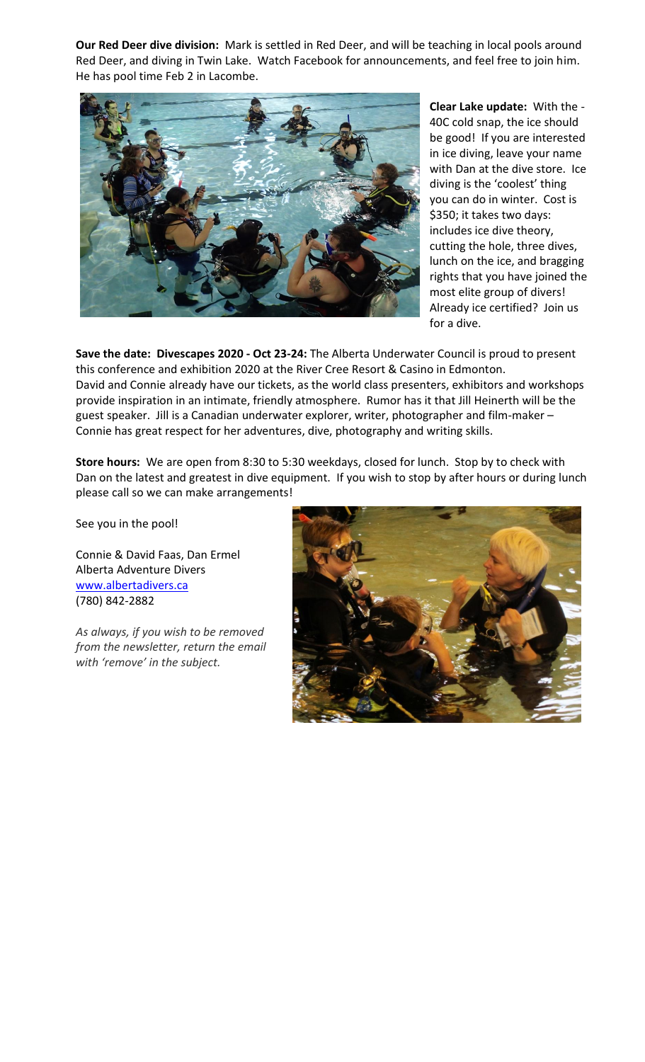**Our Red Deer dive division:** Mark is settled in Red Deer, and will be teaching in local pools around Red Deer, and diving in Twin Lake. Watch Facebook for announcements, and feel free to join him. He has pool time Feb 2 in Lacombe.

**Clear Lake update:** With the -40C cold snap, the ice should be good! If you are interested in ice diving, leave your name with Dan at the dive store. Ice diving is the 'coolest' thing you can do in winter. Cost is $350; it takes two days: includes ice dive theory, cutting the hole, three dives, lunch on the ice, and bragging rights that you have joined the most elite group of divers! Already ice certified? Join us for a dive.

**Save the date: Divescapes 2020 - Oct 23-24:** The Alberta Underwater Council is proud to present this conference and exhibition 2020 at the River Cree Resort & Casino in Edmonton. David and Connie already have our tickets, as the world class presenters, exhibitors and workshops provide inspiration in an intimate, friendly atmosphere. Rumor has it that Jill Heinerth will be the guest speaker. Jill is a Canadian underwater explorer, writer, photographer and film-maker – Connie has great respect for her adventures, dive, photography and writing skills.

**Store hours:** We are open from 8:30 to 5:30 weekdays, closed for lunch. Stop by to check with Dan on the latest and greatest in dive equipment. If you wish to stop by after hours or during lunch please call so we can make arrangements!

See you in the pool!

Connie & David Faas, Dan Ermel
Alberta Adventure Divers
www.albertadivers.ca
(780) 842-2882

*As always, if you wish to be removed from the newsletter, return the email with 'remove' in the subject.*